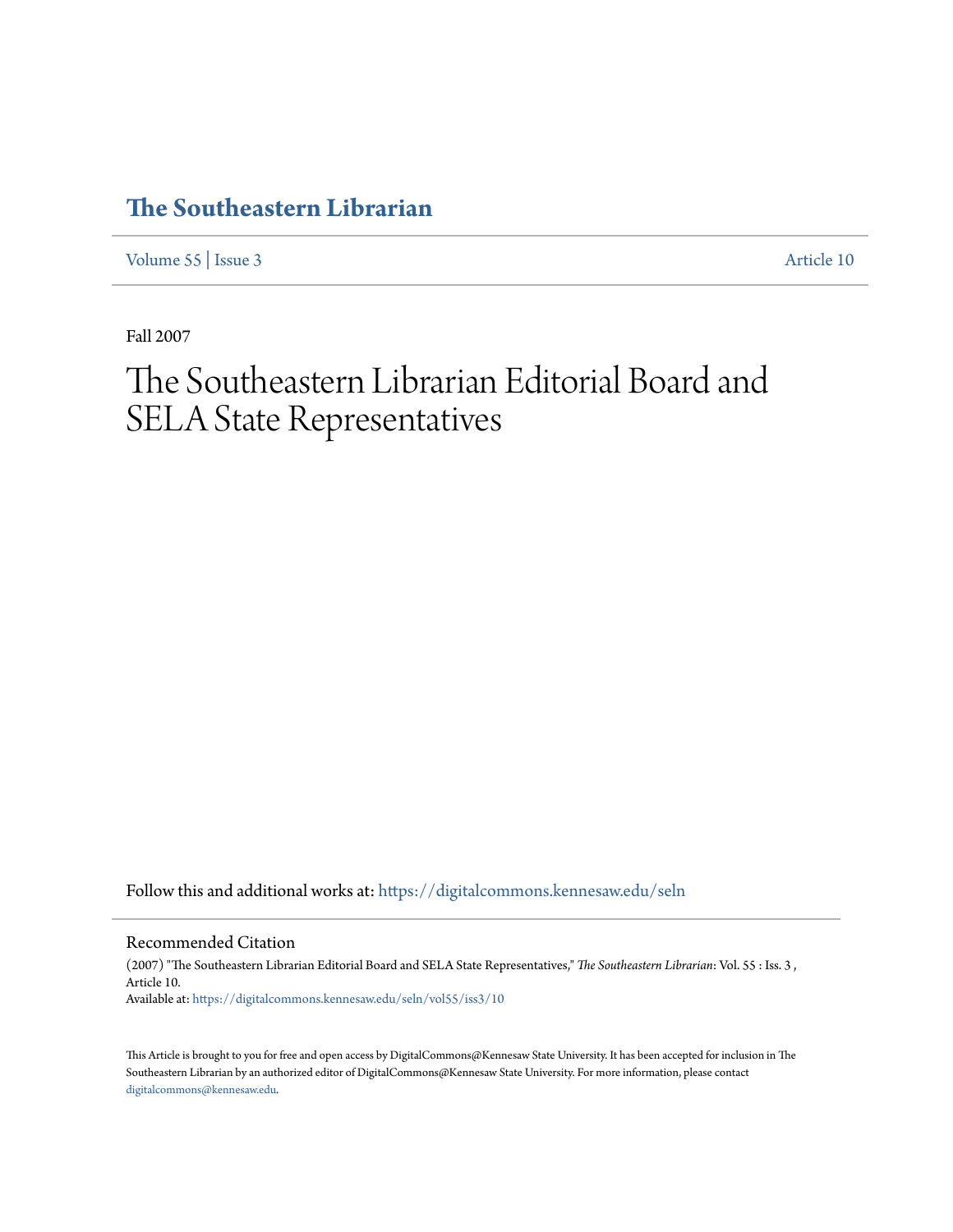# The Southeastern Librarian

Volume 55 | Issue 3 Article 10

Fall 2007

# The Southeastern Librarian Editorial Board and SELA State Representatives

Follow this and additional works at: https://digitalcommons.kennesaw.edu/seln

## Recommended Citation

(2007) "The Southeastern Librarian Editorial Board and SELA State Representatives," *The Southeastern Librarian*: Vol. 55 : Iss. 3 , Article 10.

Available at: https://digitalcommons.kennesaw.edu/seln/vol55/iss3/10

This Article is brought to you for free and open access by DigitalCommons@Kennesaw State University. It has been accepted for inclusion in The Southeastern Librarian by an authorized editor of DigitalCommons@Kennesaw State University. For more information, please contact digitalcommons@kennesaw.edu.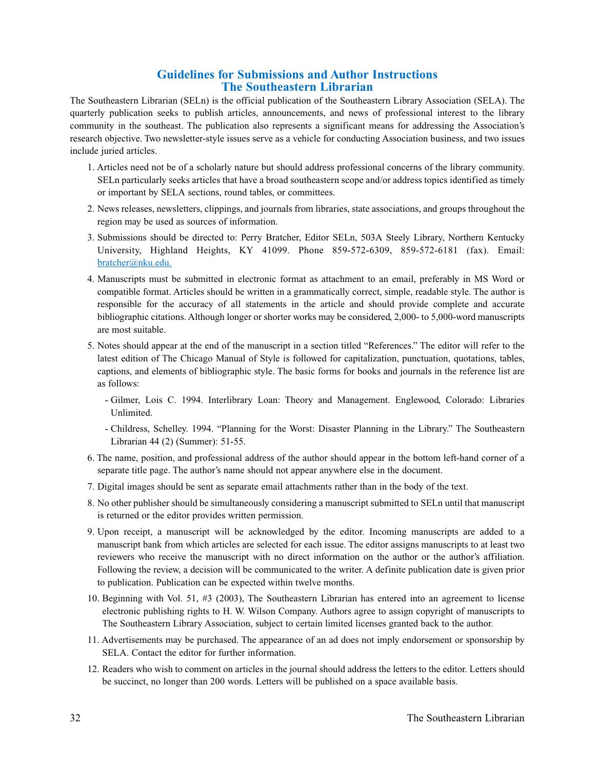# Guidelines for Submissions and Author Instructions
# The Southeastern Librarian

The Southeastern Librarian (SELn) is the official publication of the Southeastern Library Association (SELA). The quarterly publication seeks to publish articles, announcements, and news of professional interest to the library community in the southeast. The publication also represents a significant means for addressing the Association's research objective. Two newsletter-style issues serve as a vehicle for conducting Association business, and two issues include juried articles.

1. Articles need not be of a scholarly nature but should address professional concerns of the library community. SELn particularly seeks articles that have a broad southeastern scope and/or address topics identified as timely or important by SELA sections, round tables, or committees.
2. News releases, newsletters, clippings, and journals from libraries, state associations, and groups throughout the region may be used as sources of information.
3. Submissions should be directed to: Perry Bratcher, Editor SELn, 503A Steely Library, Northern Kentucky University, Highland Heights, KY 41099. Phone 859-572-6309, 859-572-6181 (fax). Email: bratcher@nku.edu.
4. Manuscripts must be submitted in electronic format as attachment to an email, preferably in MS Word or compatible format. Articles should be written in a grammatically correct, simple, readable style. The author is responsible for the accuracy of all statements in the article and should provide complete and accurate bibliographic citations. Although longer or shorter works may be considered, 2,000- to 5,000-word manuscripts are most suitable.
5. Notes should appear at the end of the manuscript in a section titled "References." The editor will refer to the latest edition of The Chicago Manual of Style is followed for capitalization, punctuation, quotations, tables, captions, and elements of bibliographic style. The basic forms for books and journals in the reference list are as follows:
   - Gilmer, Lois C. 1994. Interlibrary Loan: Theory and Management. Englewood, Colorado: Libraries Unlimited.
   - Childress, Schelley. 1994. "Planning for the Worst: Disaster Planning in the Library." The Southeastern Librarian 44 (2) (Summer): 51-55.
6. The name, position, and professional address of the author should appear in the bottom left-hand corner of a separate title page. The author's name should not appear anywhere else in the document.
7. Digital images should be sent as separate email attachments rather than in the body of the text.
8. No other publisher should be simultaneously considering a manuscript submitted to SELn until that manuscript is returned or the editor provides written permission.
9. Upon receipt, a manuscript will be acknowledged by the editor. Incoming manuscripts are added to a manuscript bank from which articles are selected for each issue. The editor assigns manuscripts to at least two reviewers who receive the manuscript with no direct information on the author or the author's affiliation. Following the review, a decision will be communicated to the writer. A definite publication date is given prior to publication. Publication can be expected within twelve months.
10. Beginning with Vol. 51, #3 (2003), The Southeastern Librarian has entered into an agreement to license electronic publishing rights to H. W. Wilson Company. Authors agree to assign copyright of manuscripts to The Southeastern Library Association, subject to certain limited licenses granted back to the author.
11. Advertisements may be purchased. The appearance of an ad does not imply endorsement or sponsorship by SELA. Contact the editor for further information.
12. Readers who wish to comment on articles in the journal should address the letters to the editor. Letters should be succinct, no longer than 200 words. Letters will be published on a space available basis.